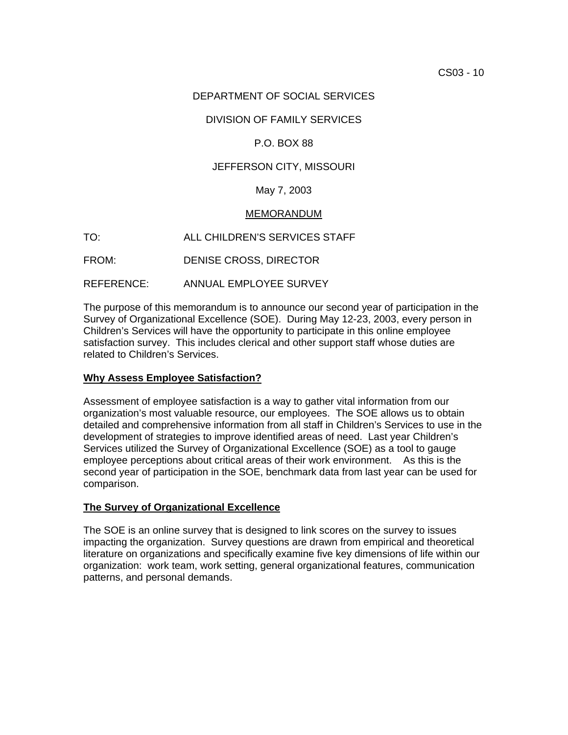CS03 - 10

DEPARTMENT OF SOCIAL SERVICES

DIVISION OF FAMILY SERVICES

P.O. BOX 88

JEFFERSON CITY, MISSOURI

May 7, 2003

MEMORANDUM

TO: ALL CHILDREN'S SERVICES STAFF

FROM: DENISE CROSS, DIRECTOR

REFERENCE: ANNUAL EMPLOYEE SURVEY

The purpose of this memorandum is to announce our second year of participation in the Survey of Organizational Excellence (SOE). During May 12-23, 2003, every person in Children's Services will have the opportunity to participate in this online employee satisfaction survey. This includes clerical and other support staff whose duties are related to Children's Services.

**Why Assess Employee Satisfaction?**

Assessment of employee satisfaction is a way to gather vital information from our organization's most valuable resource, our employees. The SOE allows us to obtain detailed and comprehensive information from all staff in Children's Services to use in the development of strategies to improve identified areas of need. Last year Children's Services utilized the Survey of Organizational Excellence (SOE) as a tool to gauge employee perceptions about critical areas of their work environment. As this is the second year of participation in the SOE, benchmark data from last year can be used for comparison.

**The Survey of Organizational Excellence**

The SOE is an online survey that is designed to link scores on the survey to issues impacting the organization. Survey questions are drawn from empirical and theoretical literature on organizations and specifically examine five key dimensions of life within our organization: work team, work setting, general organizational features, communication patterns, and personal demands.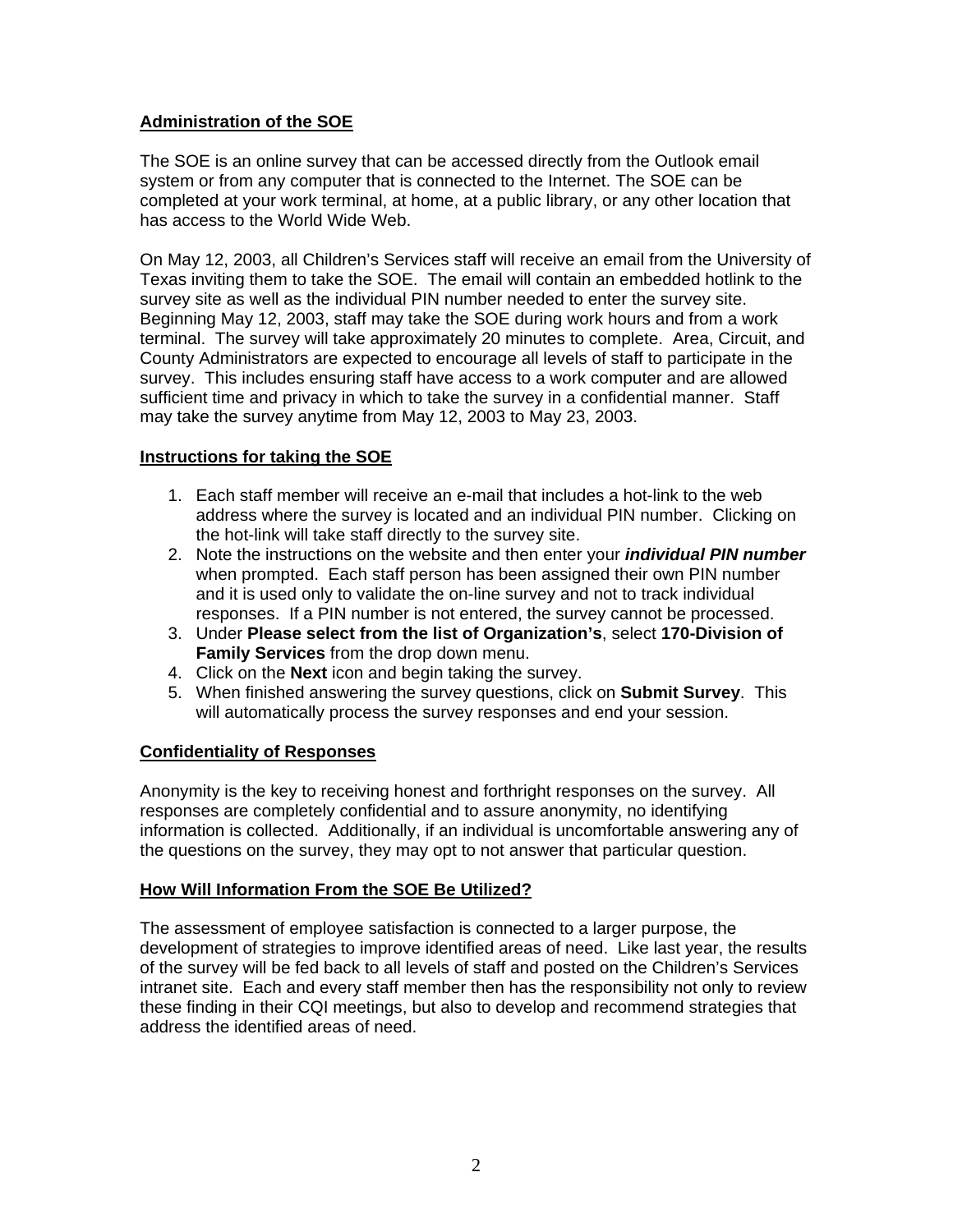## Administration of the SOE

The SOE is an online survey that can be accessed directly from the Outlook email system or from any computer that is connected to the Internet. The SOE can be completed at your work terminal, at home, at a public library, or any other location that has access to the World Wide Web.

On May 12, 2003, all Children's Services staff will receive an email from the University of Texas inviting them to take the SOE. The email will contain an embedded hotlink to the survey site as well as the individual PIN number needed to enter the survey site. Beginning May 12, 2003, staff may take the SOE during work hours and from a work terminal. The survey will take approximately 20 minutes to complete. Area, Circuit, and County Administrators are expected to encourage all levels of staff to participate in the survey. This includes ensuring staff have access to a work computer and are allowed sufficient time and privacy in which to take the survey in a confidential manner. Staff may take the survey anytime from May 12, 2003 to May 23, 2003.

## Instructions for taking the SOE

1. Each staff member will receive an e-mail that includes a hot-link to the web address where the survey is located and an individual PIN number. Clicking on the hot-link will take staff directly to the survey site.
2. Note the instructions on the website and then enter your ***individual PIN number*** when prompted. Each staff person has been assigned their own PIN number and it is used only to validate the on-line survey and not to track individual responses. If a PIN number is not entered, the survey cannot be processed.
3. Under **Please select from the list of Organization's**, select **170-Division of Family Services** from the drop down menu.
4. Click on the **Next** icon and begin taking the survey.
5. When finished answering the survey questions, click on **Submit Survey**. This will automatically process the survey responses and end your session.

## Confidentiality of Responses

Anonymity is the key to receiving honest and forthright responses on the survey. All responses are completely confidential and to assure anonymity, no identifying information is collected. Additionally, if an individual is uncomfortable answering any of the questions on the survey, they may opt to not answer that particular question.

## How Will Information From the SOE Be Utilized?

The assessment of employee satisfaction is connected to a larger purpose, the development of strategies to improve identified areas of need. Like last year, the results of the survey will be fed back to all levels of staff and posted on the Children's Services intranet site. Each and every staff member then has the responsibility not only to review these finding in their CQI meetings, but also to develop and recommend strategies that address the identified areas of need.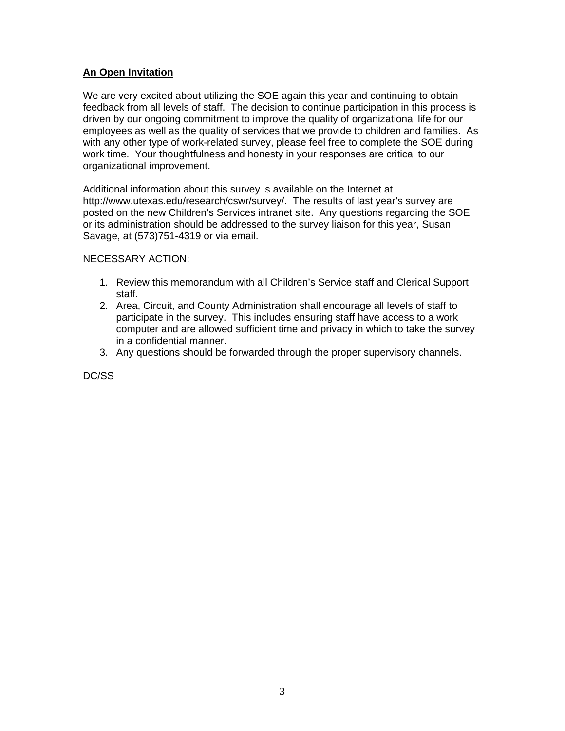**An Open Invitation**

We are very excited about utilizing the SOE again this year and continuing to obtain feedback from all levels of staff. The decision to continue participation in this process is driven by our ongoing commitment to improve the quality of organizational life for our employees as well as the quality of services that we provide to children and families. As with any other type of work-related survey, please feel free to complete the SOE during work time. Your thoughtfulness and honesty in your responses are critical to our organizational improvement.

Additional information about this survey is available on the Internet at http://www.utexas.edu/research/cswr/survey/. The results of last year's survey are posted on the new Children's Services intranet site. Any questions regarding the SOE or its administration should be addressed to the survey liaison for this year, Susan Savage, at (573)751-4319 or via email.

NECESSARY ACTION:

1. Review this memorandum with all Children's Service staff and Clerical Support staff.
2. Area, Circuit, and County Administration shall encourage all levels of staff to participate in the survey. This includes ensuring staff have access to a work computer and are allowed sufficient time and privacy in which to take the survey in a confidential manner.
3. Any questions should be forwarded through the proper supervisory channels.

DC/SS